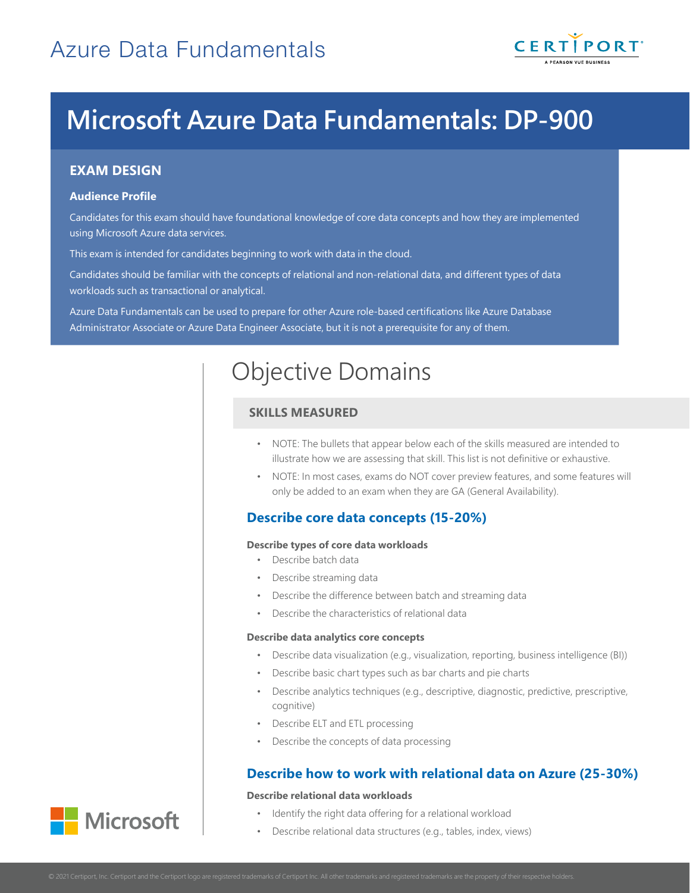# Azure Data Fundamentals

# Microsoft Azure Data Fundamentals: DP-900

## EXAM DESIGN

### Audience Profile

Candidates for this exam should have foundational knowledge of core data concepts and how they are implemented using Microsoft Azure data services.

This exam is intended for candidates beginning to work with data in the cloud.

Candidates should be familiar with the concepts of relational and non-relational data, and different types of data workloads such as transactional or analytical.

Azure Data Fundamentals can be used to prepare for other Azure role-based certifications like Azure Database Administrator Associate or Azure Data Engineer Associate, but it is not a prerequisite for any of them.

## Objective Domains

### SKILLS MEASURED

- NOTE: The bullets that appear below each of the skills measured are intended to illustrate how we are assessing that skill. This list is not definitive or exhaustive.
- NOTE: In most cases, exams do NOT cover preview features, and some features will only be added to an exam when they are GA (General Availability).

### Describe core data concepts (15-20%)

**Describe types of core data workloads**

- Describe batch data
- Describe streaming data
- Describe the difference between batch and streaming data
- Describe the characteristics of relational data

**Describe data analytics core concepts**

- Describe data visualization (e.g., visualization, reporting, business intelligence (BI))
- Describe basic chart types such as bar charts and pie charts
- Describe analytics techniques (e.g., descriptive, diagnostic, predictive, prescriptive, cognitive)
- Describe ELT and ETL processing
- Describe the concepts of data processing

### Describe how to work with relational data on Azure (25-30%)

**Describe relational data workloads**

- Identify the right data offering for a relational workload
- Describe relational data structures (e.g., tables, index, views)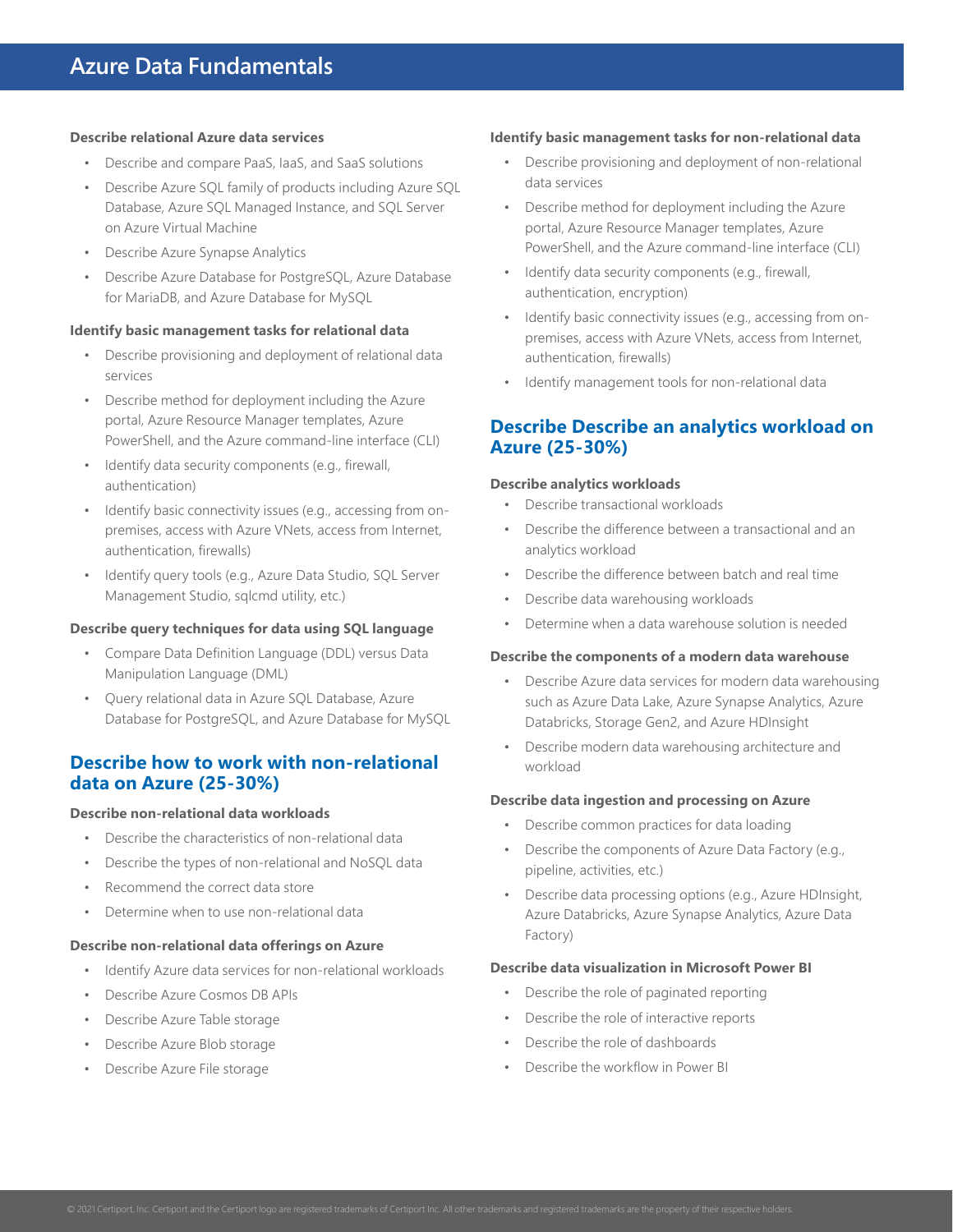# Azure Data Fundamentals

**Describe relational Azure data services**

- Describe and compare PaaS, IaaS, and SaaS solutions
- Describe Azure SQL family of products including Azure SQL Database, Azure SQL Managed Instance, and SQL Server on Azure Virtual Machine
- Describe Azure Synapse Analytics
- Describe Azure Database for PostgreSQL, Azure Database for MariaDB, and Azure Database for MySQL

**Identify basic management tasks for relational data**

- Describe provisioning and deployment of relational data services
- Describe method for deployment including the Azure portal, Azure Resource Manager templates, Azure PowerShell, and the Azure command-line interface (CLI)
- Identify data security components (e.g., firewall, authentication)
- Identify basic connectivity issues (e.g., accessing from on-premises, access with Azure VNets, access from Internet, authentication, firewalls)
- Identify query tools (e.g., Azure Data Studio, SQL Server Management Studio, sqlcmd utility, etc.)

**Describe query techniques for data using SQL language**

- Compare Data Definition Language (DDL) versus Data Manipulation Language (DML)
- Query relational data in Azure SQL Database, Azure Database for PostgreSQL, and Azure Database for MySQL

## Describe how to work with non-relational data on Azure (25-30%)

**Describe non-relational data workloads**

- Describe the characteristics of non-relational data
- Describe the types of non-relational and NoSQL data
- Recommend the correct data store
- Determine when to use non-relational data

**Describe non-relational data offerings on Azure**

- Identify Azure data services for non-relational workloads
- Describe Azure Cosmos DB APIs
- Describe Azure Table storage
- Describe Azure Blob storage
- Describe Azure File storage

**Identify basic management tasks for non-relational data**

- Describe provisioning and deployment of non-relational data services
- Describe method for deployment including the Azure portal, Azure Resource Manager templates, Azure PowerShell, and the Azure command-line interface (CLI)
- Identify data security components (e.g., firewall, authentication, encryption)
- Identify basic connectivity issues (e.g., accessing from on-premises, access with Azure VNets, access from Internet, authentication, firewalls)
- Identify management tools for non-relational data

## Describe Describe an analytics workload on Azure (25-30%)

**Describe analytics workloads**

- Describe transactional workloads
- Describe the difference between a transactional and an analytics workload
- Describe the difference between batch and real time
- Describe data warehousing workloads
- Determine when a data warehouse solution is needed

**Describe the components of a modern data warehouse**

- Describe Azure data services for modern data warehousing such as Azure Data Lake, Azure Synapse Analytics, Azure Databricks, Storage Gen2, and Azure HDInsight
- Describe modern data warehousing architecture and workload

**Describe data ingestion and processing on Azure**

- Describe common practices for data loading
- Describe the components of Azure Data Factory (e.g., pipeline, activities, etc.)
- Describe data processing options (e.g., Azure HDInsight, Azure Databricks, Azure Synapse Analytics, Azure Data Factory)

**Describe data visualization in Microsoft Power BI**

- Describe the role of paginated reporting
- Describe the role of interactive reports
- Describe the role of dashboards
- Describe the workflow in Power BI

© 2021 Certiport, Inc. Certiport and the Certiport logo are registered trademarks of Certiport Inc. All other trademarks and registered trademarks are the property of their respective holders.